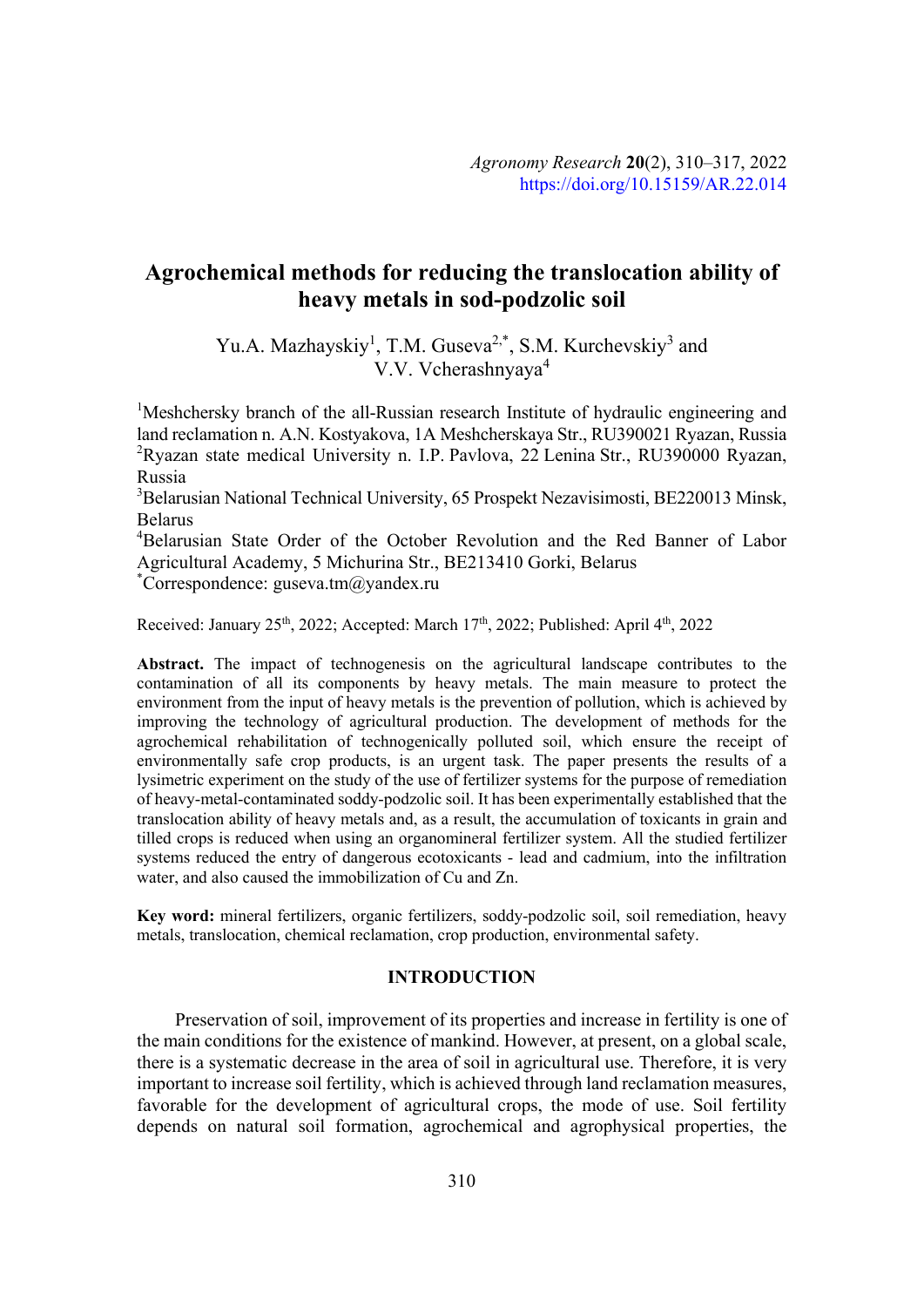# Agrochemical methods for reducing the translocation ability of heavy metals in sod-podzolic soil

Yu.A. Mazhayskiy[1], T.M. Guseva[2,*], S.M. Kurchevskiy[3] and V.V. Vcherashnyaya[4]

[1]Meshchersky branch of the all-Russian research Institute of hydraulic engineering and land reclamation n. A.N. Kostyakova, 1A Meshcherskaya Str., RU390021 Ryazan, Russia
[2]Ryazan state medical University n. I.P. Pavlova, 22 Lenina Str., RU390000 Ryazan, Russia
[3]Belarusian National Technical University, 65 Prospekt Nezavisimosti, BE220013 Minsk, Belarus
[4]Belarusian State Order of the October Revolution and the Red Banner of Labor Agricultural Academy, 5 Michurina Str., BE213410 Gorki, Belarus
[*]Correspondence: guseva.tm@yandex.ru

Received: January 25th, 2022; Accepted: March 17th, 2022; Published: April 4th, 2022

**Abstract.** The impact of technogenesis on the agricultural landscape contributes to the contamination of all its components by heavy metals. The main measure to protect the environment from the input of heavy metals is the prevention of pollution, which is achieved by improving the technology of agricultural production. The development of methods for the agrochemical rehabilitation of technogenically polluted soil, which ensure the receipt of environmentally safe crop products, is an urgent task. The paper presents the results of a lysimetric experiment on the study of the use of fertilizer systems for the purpose of remediation of heavy-metal-contaminated soddy-podzolic soil. It has been experimentally established that the translocation ability of heavy metals and, as a result, the accumulation of toxicants in grain and tilled crops is reduced when using an organomineral fertilizer system. All the studied fertilizer systems reduced the entry of dangerous ecotoxicants - lead and cadmium, into the infiltration water, and also caused the immobilization of Cu and Zn.

**Key word:** mineral fertilizers, organic fertilizers, soddy-podzolic soil, soil remediation, heavy metals, translocation, chemical reclamation, crop production, environmental safety.

## INTRODUCTION

Preservation of soil, improvement of its properties and increase in fertility is one of the main conditions for the existence of mankind. However, at present, on a global scale, there is a systematic decrease in the area of soil in agricultural use. Therefore, it is very important to increase soil fertility, which is achieved through land reclamation measures, favorable for the development of agricultural crops, the mode of use. Soil fertility depends on natural soil formation, agrochemical and agrophysical properties, the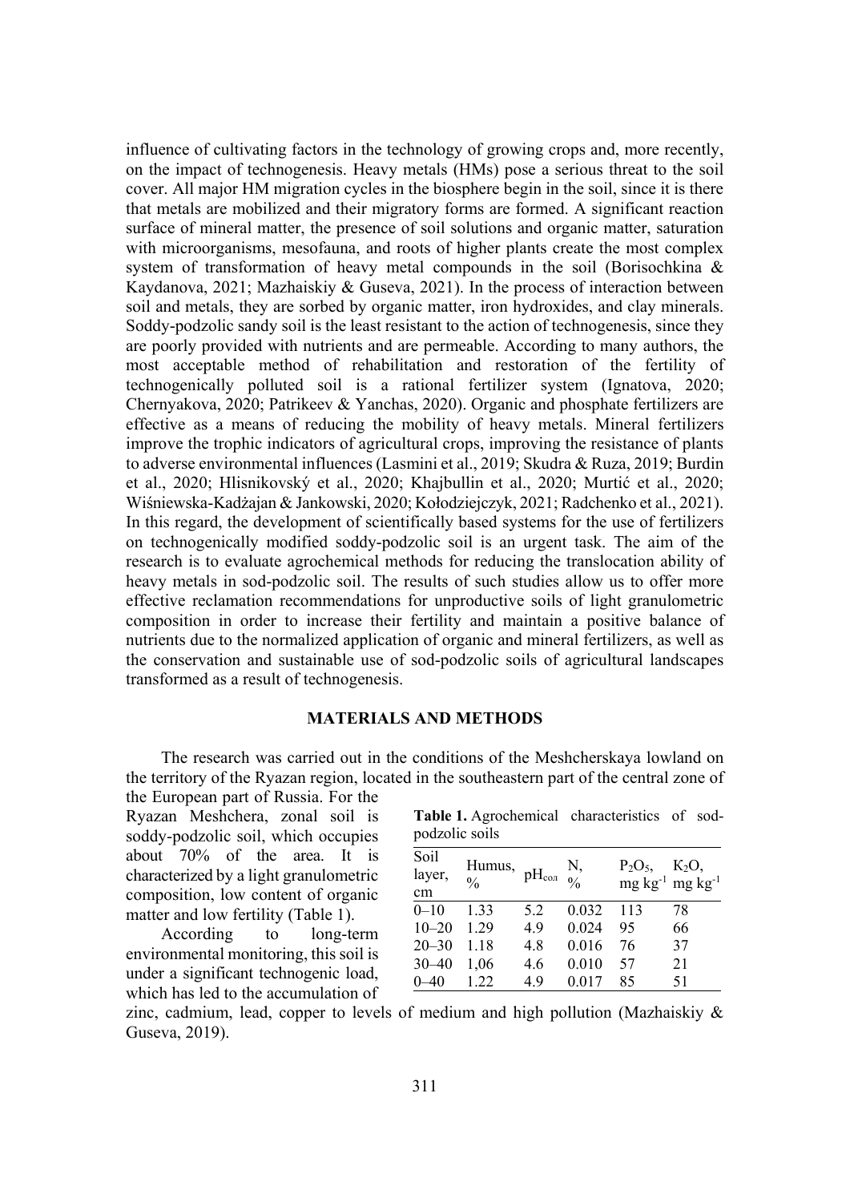influence of cultivating factors in the technology of growing crops and, more recently, on the impact of technogenesis. Heavy metals (HMs) pose a serious threat to the soil cover. All major HM migration cycles in the biosphere begin in the soil, since it is there that metals are mobilized and their migratory forms are formed. A significant reaction surface of mineral matter, the presence of soil solutions and organic matter, saturation with microorganisms, mesofauna, and roots of higher plants create the most complex system of transformation of heavy metal compounds in the soil (Borisochkina & Kaydanova, 2021; Mazhaiskiy & Guseva, 2021). In the process of interaction between soil and metals, they are sorbed by organic matter, iron hydroxides, and clay minerals. Soddy-podzolic sandy soil is the least resistant to the action of technogenesis, since they are poorly provided with nutrients and are permeable. According to many authors, the most acceptable method of rehabilitation and restoration of the fertility of technogenically polluted soil is a rational fertilizer system (Ignatova, 2020; Chernyakova, 2020; Patrikeev & Yanchas, 2020). Organic and phosphate fertilizers are effective as a means of reducing the mobility of heavy metals. Mineral fertilizers improve the trophic indicators of agricultural crops, improving the resistance of plants to adverse environmental influences (Lasmini et al., 2019; Skudra & Ruza, 2019; Burdin et al., 2020; Hlisnikovský et al., 2020; Khajbullin et al., 2020; Murtić et al., 2020; Wiśniewska-Kadżajan & Jankowski, 2020; Kołodziejczyk, 2021; Radchenko et al., 2021). In this regard, the development of scientifically based systems for the use of fertilizers on technogenically modified soddy-podzolic soil is an urgent task. The aim of the research is to evaluate agrochemical methods for reducing the translocation ability of heavy metals in sod-podzolic soil. The results of such studies allow us to offer more effective reclamation recommendations for unproductive soils of light granulometric composition in order to increase their fertility and maintain a positive balance of nutrients due to the normalized application of organic and mineral fertilizers, as well as the conservation and sustainable use of sod-podzolic soils of agricultural landscapes transformed as a result of technogenesis.

## MATERIALS AND METHODS

The research was carried out in the conditions of the Meshcherskaya lowland on the territory of the Ryazan region, located in the southeastern part of the central zone of the European part of Russia. For the Ryazan Meshchera, zonal soil is soddy-podzolic soil, which occupies about 70% of the area. It is characterized by a light granulometric composition, low content of organic matter and low fertility (Table 1).

According to long-term environmental monitoring, this soil is under a significant technogenic load, which has led to the accumulation of zinc, cadmium, lead, copper to levels of medium and high pollution (Mazhaiskiy & Guseva, 2019).

**Table 1.** Agrochemical characteristics of sod-podzolic soils

| Soil layer, cm | Humus, % | $pH_{сол}$ | N, % | $P_2O_5$, mg $kg^{-1}$ | $K_2O$, mg $kg^{-1}$ |
|---|---|---|---|---|---|
| 0–10 | 1.33 | 5.2 | 0.032 | 113 | 78 |
| 10–20 | 1.29 | 4.9 | 0.024 | 95 | 66 |
| 20–30 | 1.18 | 4.8 | 0.016 | 76 | 37 |
| 30–40 | 1,06 | 4.6 | 0.010 | 57 | 21 |
| 0–40 | 1.22 | 4.9 | 0.017 | 85 | 51 |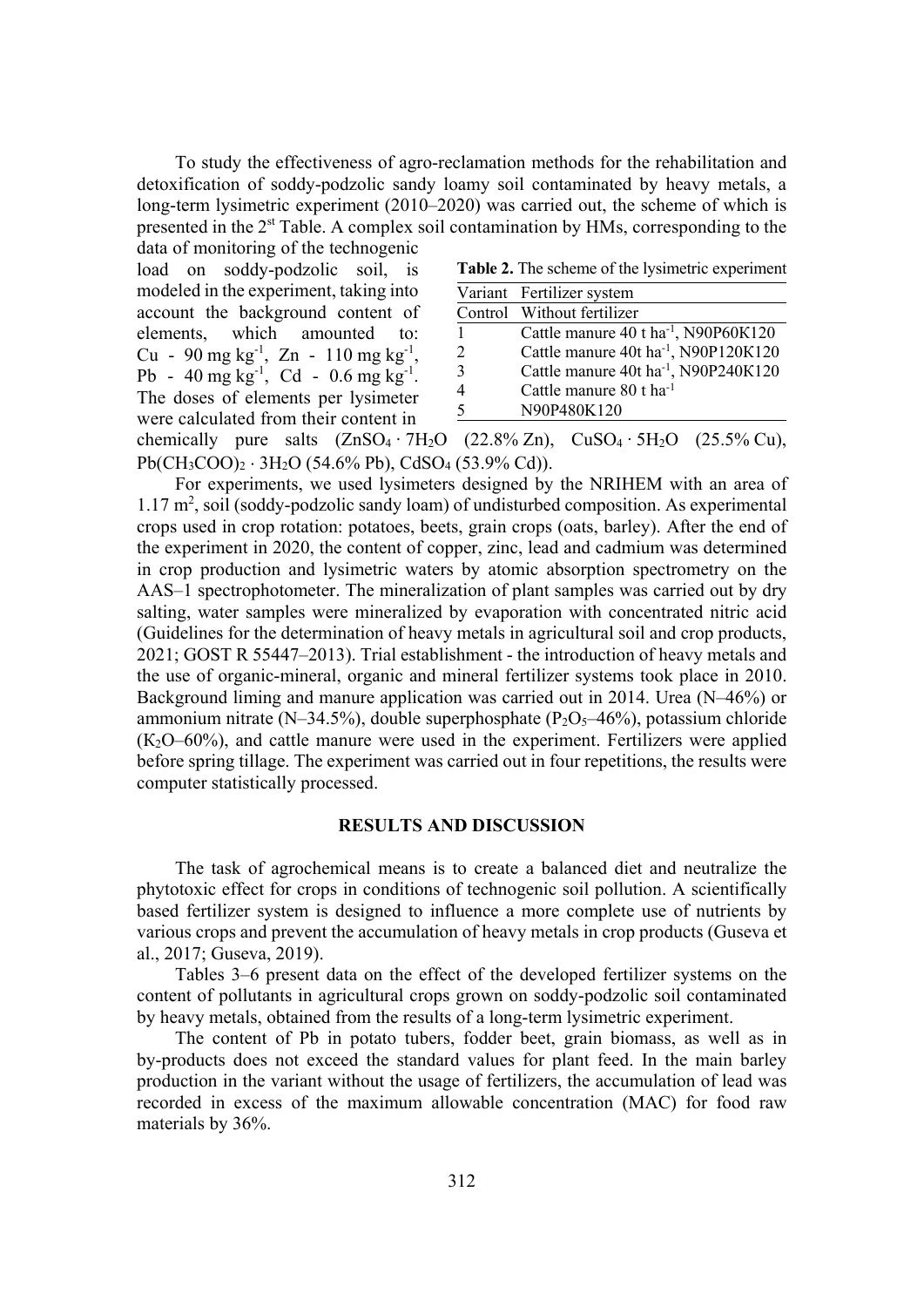To study the effectiveness of agro-reclamation methods for the rehabilitation and detoxification of soddy-podzolic sandy loamy soil contaminated by heavy metals, a long-term lysimetric experiment (2010–2020) was carried out, the scheme of which is presented in the 2[st] Table. A complex soil contamination by HMs, corresponding to the data of monitoring of the technogenic load on soddy-podzolic soil, is modeled in the experiment, taking into account the background content of elements, which amounted to: Cu - 90 mg $kg^{-1}$, Zn - 110 mg $kg^{-1}$, Pb - 40 mg $kg^{-1}$, Cd - 0.6 mg $kg^{-1}$. The doses of elements per lysimeter were calculated from their content in chemically pure salts ($ZnSO_4 \cdot 7H_2O$ (22.8% Zn), $CuSO_4 \cdot 5H_2O$ (25.5% Cu), $Pb(CH_3COO)_2 \cdot 3H_2O$ (54.6% Pb), $CdSO_4$ (53.9% Cd)).

**Table 2.** The scheme of the lysimetric experiment

| Variant | Fertilizer system |
|---|---|
| Control | Without fertilizer |
| 1 | Cattle manure 40 t $ha^{-1}$, N90P60K120 |
| 2 | Cattle manure 40t $ha^{-1}$, N90P120K120 |
| 3 | Cattle manure 40t $ha^{-1}$, N90P240K120 |
| 4 | Cattle manure 80 t $ha^{-1}$ |
| 5 | N90P480K120 |

For experiments, we used lysimeters designed by the NRIHEM with an area of 1.17 $m^2$, soil (soddy-podzolic sandy loam) of undisturbed composition. As experimental crops used in crop rotation: potatoes, beets, grain crops (oats, barley). After the end of the experiment in 2020, the content of copper, zinc, lead and cadmium was determined in crop production and lysimetric waters by atomic absorption spectrometry on the AAS–1 spectrophotometer. The mineralization of plant samples was carried out by dry salting, water samples were mineralized by evaporation with concentrated nitric acid (Guidelines for the determination of heavy metals in agricultural soil and crop products, 2021; GOST R 55447–2013). Trial establishment - the introduction of heavy metals and the use of organic-mineral, organic and mineral fertilizer systems took place in 2010. Background liming and manure application was carried out in 2014. Urea (N–46%) or ammonium nitrate (N–34.5%), double superphosphate ($P_2O_5$–46%), potassium chloride ($K_2O$–60%), and cattle manure were used in the experiment. Fertilizers were applied before spring tillage. The experiment was carried out in four repetitions, the results were computer statistically processed.

## RESULTS AND DISCUSSION

The task of agrochemical means is to create a balanced diet and neutralize the phytotoxic effect for crops in conditions of technogenic soil pollution. A scientifically based fertilizer system is designed to influence a more complete use of nutrients by various crops and prevent the accumulation of heavy metals in crop products (Guseva et al., 2017; Guseva, 2019).

Tables 3–6 present data on the effect of the developed fertilizer systems on the content of pollutants in agricultural crops grown on soddy-podzolic soil contaminated by heavy metals, obtained from the results of a long-term lysimetric experiment.

The content of Pb in potato tubers, fodder beet, grain biomass, as well as in by-products does not exceed the standard values for plant feed. In the main barley production in the variant without the usage of fertilizers, the accumulation of lead was recorded in excess of the maximum allowable concentration (MAC) for food raw materials by 36%.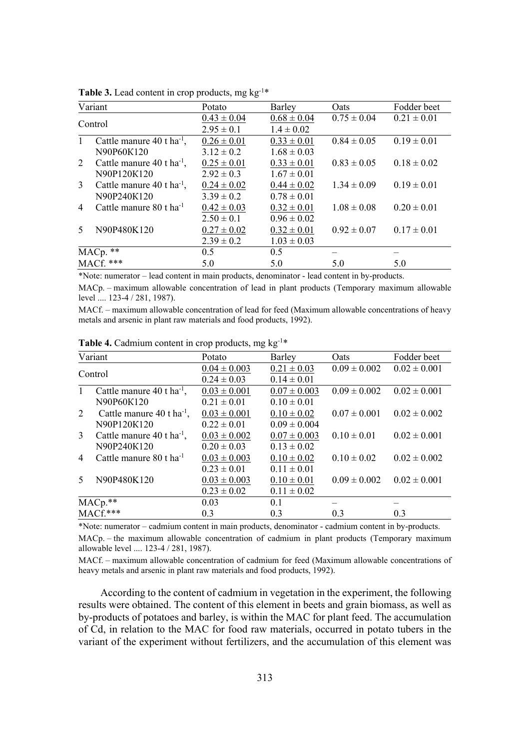**Table 3.** Lead content in crop products, mg kg$^{-1}$*

| Variant | Potato | Barley | Oats | Fodder beet |
|---|---|---|---|---|
| Control | 0.43 ± 0.04 / 2.95 ± 0.1 | 0.68 ± 0.04 / 1.4 ± 0.02 | 0.75 ± 0.04 | 0.21 ± 0.01 |
| 1 Cattle manure 40 t ha$^{-1}$, N90P60K120 | 0.26 ± 0.01 / 3.12 ± 0.2 | 0.33 ± 0.01 / 1.68 ± 0.03 | 0.84 ± 0.05 | 0.19 ± 0.01 |
| 2 Cattle manure 40 t ha$^{-1}$, N90P120K120 | 0.25 ± 0.01 / 2.92 ± 0.3 | 0.33 ± 0.01 / 1.67 ± 0.01 | 0.83 ± 0.05 | 0.18 ± 0.02 |
| 3 Cattle manure 40 t ha$^{-1}$, N90P240K120 | 0.24 ± 0.02 / 3.39 ± 0.2 | 0.44 ± 0.02 / 0.78 ± 0.01 | 1.34 ± 0.09 | 0.19 ± 0.01 |
| 4 Cattle manure 80 t ha$^{-1}$ | 0.42 ± 0.03 / 2.50 ± 0.1 | 0.32 ± 0.01 / 0.96 ± 0.02 | 1.08 ± 0.08 | 0.20 ± 0.01 |
| 5 N90P480K120 | 0.27 ± 0.02 / 2.39 ± 0.2 | 0.32 ± 0.01 / 1.03 ± 0.03 | 0.92 ± 0.07 | 0.17 ± 0.01 |
| MACp. ** | 0.5 | 0.5 | – | – |
| MACf. *** | 5.0 | 5.0 | 5.0 | 5.0 |

*Note: numerator – lead content in main products, denominator - lead content in by-products.

MACp. – maximum allowable concentration of lead in plant products (Temporary maximum allowable level .... 123-4 / 281, 1987).

MACf. – maximum allowable concentration of lead for feed (Maximum allowable concentrations of heavy metals and arsenic in plant raw materials and food products, 1992).

**Table 4.** Cadmium content in crop products, mg kg$^{-1}$*

| Variant | Potato | Barley | Oats | Fodder beet |
|---|---|---|---|---|
| Control | 0.04 ± 0.003 / 0.24 ± 0.03 | 0.21 ± 0.03 / 0.14 ± 0.01 | 0.09 ± 0.002 | 0.02 ± 0.001 |
| 1 Cattle manure 40 t ha$^{-1}$, N90P60K120 | 0.03 ± 0.001 / 0.21 ± 0.01 | 0.07 ± 0.003 / 0.10 ± 0.01 | 0.09 ± 0.002 | 0.02 ± 0.001 |
| 2 Cattle manure 40 t ha$^{-1}$, N90P120K120 | 0.03 ± 0.001 / 0.22 ± 0.01 | 0.10 ± 0.02 / 0.09 ± 0.004 | 0.07 ± 0.001 | 0.02 ± 0.002 |
| 3 Cattle manure 40 t ha$^{-1}$, N90P240K120 | 0.03 ± 0.002 / 0.20 ± 0.03 | 0.07 ± 0.003 / 0.13 ± 0.02 | 0.10 ± 0.01 | 0.02 ± 0.001 |
| 4 Cattle manure 80 t ha$^{-1}$ | 0.03 ± 0.003 / 0.23 ± 0.01 | 0.10 ± 0.02 / 0.11 ± 0.01 | 0.10 ± 0.02 | 0.02 ± 0.002 |
| 5 N90P480K120 | 0.03 ± 0.003 / 0.23 ± 0.02 | 0.10 ± 0.01 / 0.11 ± 0.02 | 0.09 ± 0.002 | 0.02 ± 0.001 |
| MACp.** | 0.03 | 0.1 | – | – |
| MACf.*** | 0.3 | 0.3 | 0.3 | 0.3 |

*Note: numerator – cadmium content in main products, denominator - cadmium content in by-products.

MACp. – the maximum allowable concentration of cadmium in plant products (Temporary maximum allowable level .... 123-4 / 281, 1987).

MACf. – maximum allowable concentration of cadmium for feed (Maximum allowable concentrations of heavy metals and arsenic in plant raw materials and food products, 1992).

According to the content of cadmium in vegetation in the experiment, the following results were obtained. The content of this element in beets and grain biomass, as well as by-products of potatoes and barley, is within the MAC for plant feed. The accumulation of Cd, in relation to the MAC for food raw materials, occurred in potato tubers in the variant of the experiment without fertilizers, and the accumulation of this element was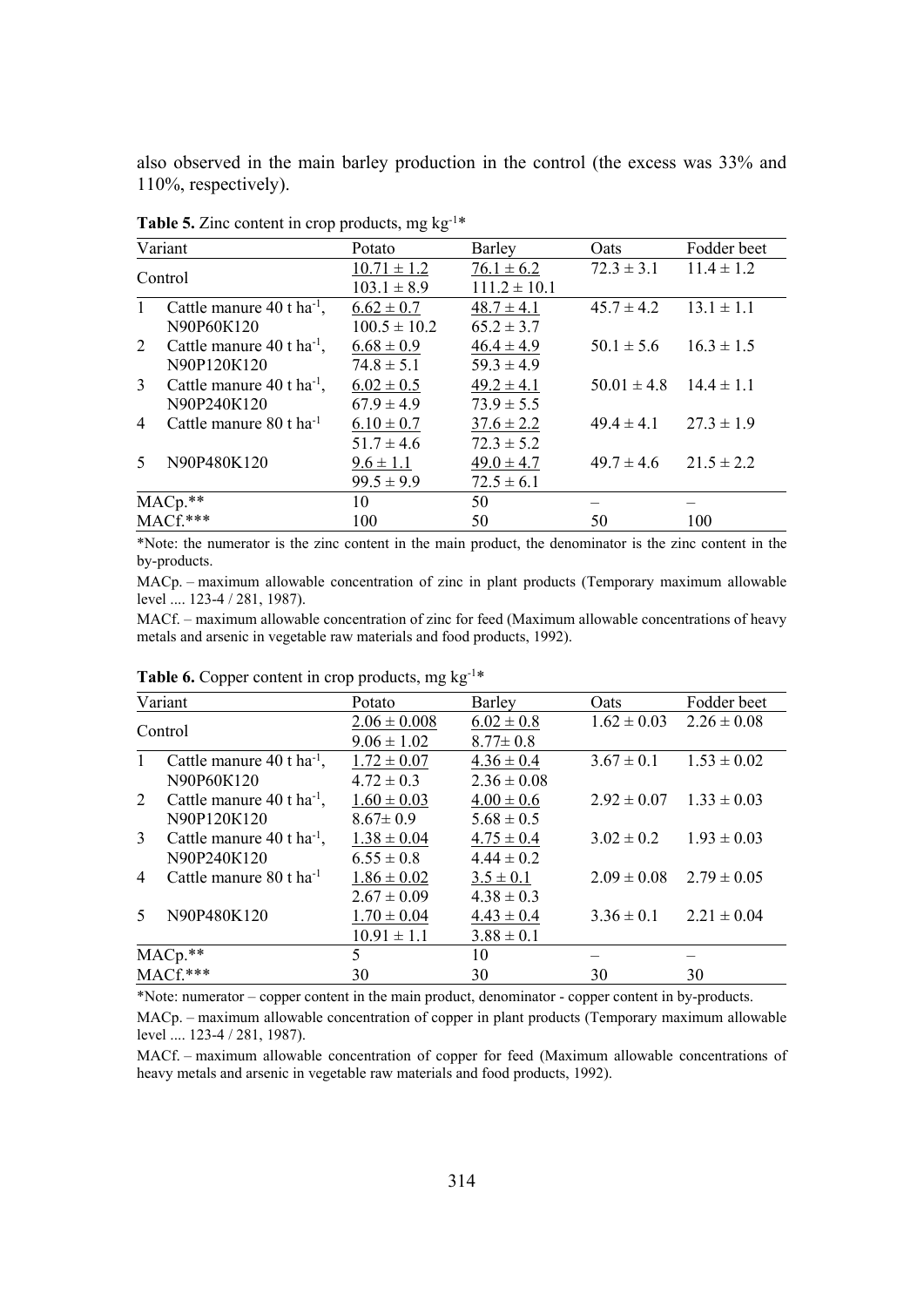also observed in the main barley production in the control (the excess was 33% and 110%, respectively).

**Table 5.** Zinc content in crop products, mg $kg^{-1}$*

| Variant | | Potato | Barley | Oats | Fodder beet |
|---|---|---|---|---|---|
| Control | | 10.71 ± 1.2 / 103.1 ± 8.9 | 76.1 ± 6.2 / 111.2 ± 10.1 | 72.3 ± 3.1 | 11.4 ± 1.2 |
| 1 | Cattle manure 40 t $ha^{-1}$, N90P60K120 | 6.62 ± 0.7 / 100.5 ± 10.2 | 48.7 ± 4.1 / 65.2 ± 3.7 | 45.7 ± 4.2 | 13.1 ± 1.1 |
| 2 | Cattle manure 40 t $ha^{-1}$, N90P120K120 | 6.68 ± 0.9 / 74.8 ± 5.1 | 46.4 ± 4.9 / 59.3 ± 4.9 | 50.1 ± 5.6 | 16.3 ± 1.5 |
| 3 | Cattle manure 40 t $ha^{-1}$, N90P240K120 | 6.02 ± 0.5 / 67.9 ± 4.9 | 49.2 ± 4.1 / 73.9 ± 5.5 | 50.01 ± 4.8 | 14.4 ± 1.1 |
| 4 | Cattle manure 80 t $ha^{-1}$ | 6.10 ± 0.7 / 51.7 ± 4.6 | 37.6 ± 2.2 / 72.3 ± 5.2 | 49.4 ± 4.1 | 27.3 ± 1.9 |
| 5 | N90P480K120 | 9.6 ± 1.1 / 99.5 ± 9.9 | 49.0 ± 4.7 / 72.5 ± 6.1 | 49.7 ± 4.6 | 21.5 ± 2.2 |
| MACp.** | | 10 | 50 | – | – |
| MACf.*** | | 100 | 50 | 50 | 100 |

*Note: the numerator is the zinc content in the main product, the denominator is the zinc content in the by-products.

MACp. – maximum allowable concentration of zinc in plant products (Temporary maximum allowable level .... 123-4 / 281, 1987).

MACf. – maximum allowable concentration of zinc for feed (Maximum allowable concentrations of heavy metals and arsenic in vegetable raw materials and food products, 1992).

**Table 6.** Copper content in crop products, mg $kg^{-1}$*

| Variant | | Potato | Barley | Oats | Fodder beet |
|---|---|---|---|---|---|
| Control | | 2.06 ± 0.008 / 9.06 ± 1.02 | 6.02 ± 0.8 / 8.77± 0.8 | 1.62 ± 0.03 | 2.26 ± 0.08 |
| 1 | Cattle manure 40 t $ha^{-1}$, N90P60K120 | 1.72 ± 0.07 / 4.72 ± 0.3 | 4.36 ± 0.4 / 2.36 ± 0.08 | 3.67 ± 0.1 | 1.53 ± 0.02 |
| 2 | Cattle manure 40 t $ha^{-1}$, N90P120K120 | 1.60 ± 0.03 / 8.67± 0.9 | 4.00 ± 0.6 / 5.68 ± 0.5 | 2.92 ± 0.07 | 1.33 ± 0.03 |
| 3 | Cattle manure 40 t $ha^{-1}$, N90P240K120 | 1.38 ± 0.04 / 6.55 ± 0.8 | 4.75 ± 0.4 / 4.44 ± 0.2 | 3.02 ± 0.2 | 1.93 ± 0.03 |
| 4 | Cattle manure 80 t $ha^{-1}$ | 1.86 ± 0.02 / 2.67 ± 0.09 | 3.5 ± 0.1 / 4.38 ± 0.3 | 2.09 ± 0.08 | 2.79 ± 0.05 |
| 5 | N90P480K120 | 1.70 ± 0.04 / 10.91 ± 1.1 | 4.43 ± 0.4 / 3.88 ± 0.1 | 3.36 ± 0.1 | 2.21 ± 0.04 |
| MACp.** | | 5 | 10 | – | – |
| MACf.*** | | 30 | 30 | 30 | 30 |

*Note: numerator – copper content in the main product, denominator - copper content in by-products.

MACp. – maximum allowable concentration of copper in plant products (Temporary maximum allowable level .... 123-4 / 281, 1987).

MACf. – maximum allowable concentration of copper for feed (Maximum allowable concentrations of heavy metals and arsenic in vegetable raw materials and food products, 1992).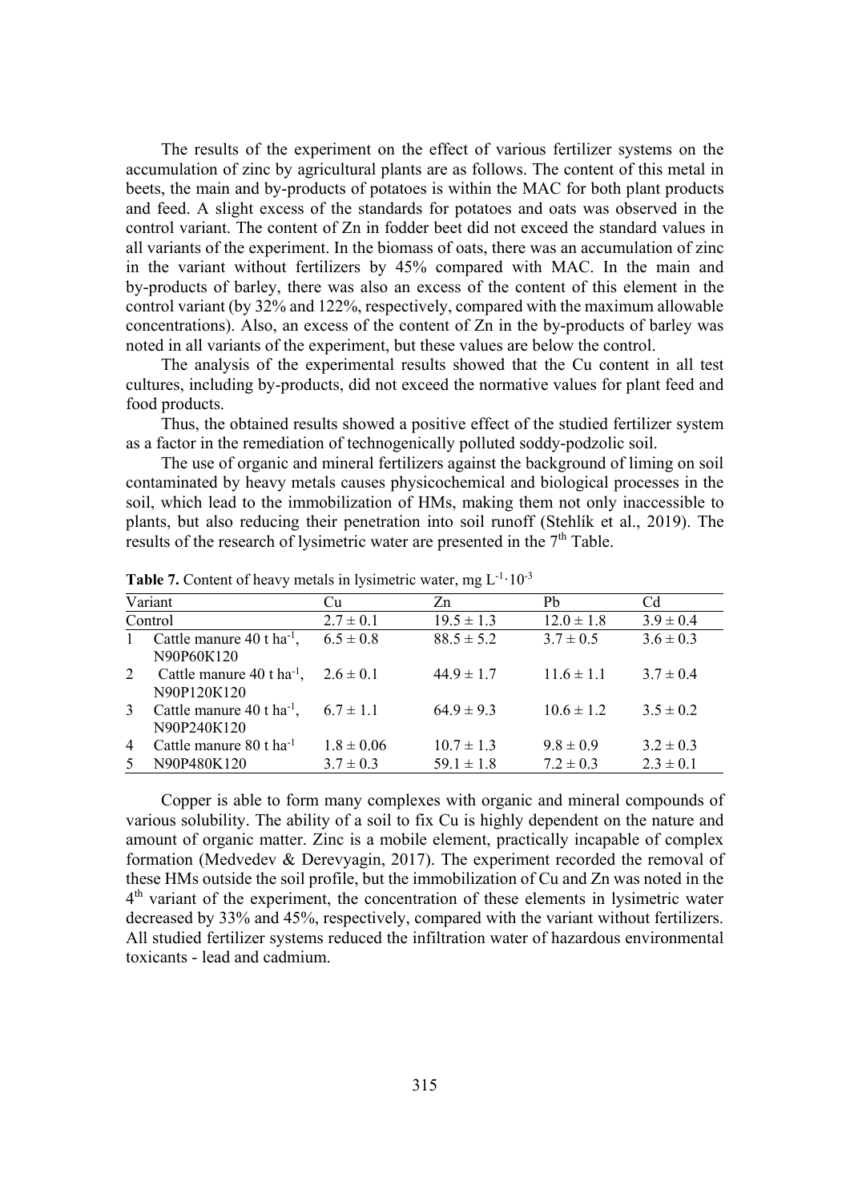The results of the experiment on the effect of various fertilizer systems on the accumulation of zinc by agricultural plants are as follows. The content of this metal in beets, the main and by-products of potatoes is within the MAC for both plant products and feed. A slight excess of the standards for potatoes and oats was observed in the control variant. The content of Zn in fodder beet did not exceed the standard values in all variants of the experiment. In the biomass of oats, there was an accumulation of zinc in the variant without fertilizers by 45% compared with MAC. In the main and by-products of barley, there was also an excess of the content of this element in the control variant (by 32% and 122%, respectively, compared with the maximum allowable concentrations). Also, an excess of the content of Zn in the by-products of barley was noted in all variants of the experiment, but these values are below the control.

The analysis of the experimental results showed that the Cu content in all test cultures, including by-products, did not exceed the normative values for plant feed and food products.

Thus, the obtained results showed a positive effect of the studied fertilizer system as a factor in the remediation of technogenically polluted soddy-podzolic soil.

The use of organic and mineral fertilizers against the background of liming on soil contaminated by heavy metals causes physicochemical and biological processes in the soil, which lead to the immobilization of HMs, making them not only inaccessible to plants, but also reducing their penetration into soil runoff (Stehlík et al., 2019). The results of the research of lysimetric water are presented in the 7th Table.

**Table 7.** Content of heavy metals in lysimetric water, mg $L^{-1} \cdot 10^{-3}$

| Variant | | Cu | Zn | Pb | Cd |
|---|---|---|---|---|---|
| Control | | 2.7 ± 0.1 | 19.5 ± 1.3 | 12.0 ± 1.8 | 3.9 ± 0.4 |
| 1 | Cattle manure 40 t $ha^{-1}$, N90P60K120 | 6.5 ± 0.8 | 88.5 ± 5.2 | 3.7 ± 0.5 | 3.6 ± 0.3 |
| 2 | Cattle manure 40 t $ha^{-1}$, N90P120K120 | 2.6 ± 0.1 | 44.9 ± 1.7 | 11.6 ± 1.1 | 3.7 ± 0.4 |
| 3 | Cattle manure 40 t $ha^{-1}$, N90P240K120 | 6.7 ± 1.1 | 64.9 ± 9.3 | 10.6 ± 1.2 | 3.5 ± 0.2 |
| 4 | Cattle manure 80 t $ha^{-1}$ | 1.8 ± 0.06 | 10.7 ± 1.3 | 9.8 ± 0.9 | 3.2 ± 0.3 |
| 5 | N90P480K120 | 3.7 ± 0.3 | 59.1 ± 1.8 | 7.2 ± 0.3 | 2.3 ± 0.1 |

Copper is able to form many complexes with organic and mineral compounds of various solubility. The ability of a soil to fix Cu is highly dependent on the nature and amount of organic matter. Zinc is a mobile element, practically incapable of complex formation (Medvedev & Derevyagin, 2017). The experiment recorded the removal of these HMs outside the soil profile, but the immobilization of Cu and Zn was noted in the 4th variant of the experiment, the concentration of these elements in lysimetric water decreased by 33% and 45%, respectively, compared with the variant without fertilizers. All studied fertilizer systems reduced the infiltration water of hazardous environmental toxicants - lead and cadmium.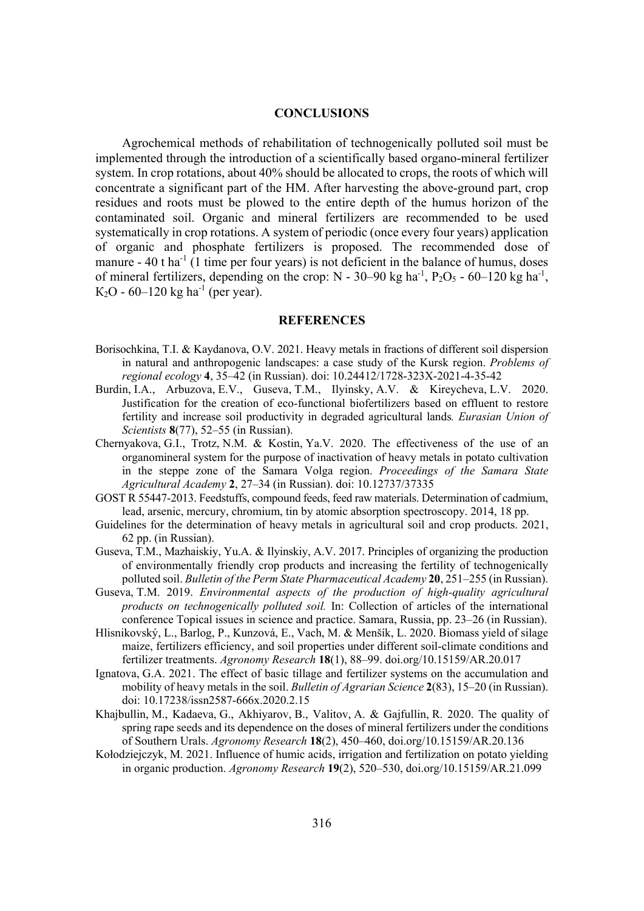## CONCLUSIONS

Agrochemical methods of rehabilitation of technogenically polluted soil must be implemented through the introduction of a scientifically based organo-mineral fertilizer system. In crop rotations, about 40% should be allocated to crops, the roots of which will concentrate a significant part of the HM. After harvesting the above-ground part, crop residues and roots must be plowed to the entire depth of the humus horizon of the contaminated soil. Organic and mineral fertilizers are recommended to be used systematically in crop rotations. A system of periodic (once every four years) application of organic and phosphate fertilizers is proposed. The recommended dose of manure - 40 t $ha^{-1}$ (1 time per four years) is not deficient in the balance of humus, doses of mineral fertilizers, depending on the crop: N - 30–90 kg $ha^{-1}$, $P_2O_5$ - 60–120 kg $ha^{-1}$, $K_2O$ - 60–120 kg $ha^{-1}$ (per year).

## REFERENCES

Borisochkina, T.I. & Kaydanova, O.V. 2021. Heavy metals in fractions of different soil dispersion in natural and anthropogenic landscapes: a case study of the Kursk region. *Problems of regional ecology* **4**, 35–42 (in Russian). doi: 10.24412/1728-323X-2021-4-35-42

Burdin, I.A., Arbuzova, E.V., Guseva, T.M., Ilyinsky, A.V. & Kireycheva, L.V. 2020. Justification for the creation of eco-functional biofertilizers based on effluent to restore fertility and increase soil productivity in degraded agricultural lands*. Eurasian Union of Scientists* **8**(77), 52–55 (in Russian).

Chernyakova, G.I., Trotz, N.M. & Kostin, Ya.V. 2020. The effectiveness of the use of an organomineral system for the purpose of inactivation of heavy metals in potato cultivation in the steppe zone of the Samara Volga region. *Proceedings of the Samara State Agricultural Academy* **2**, 27–34 (in Russian). doi: 10.12737/37335

GOST R 55447-2013. Feedstuffs, compound feeds, feed raw materials. Determination of cadmium, lead, arsenic, mercury, chromium, tin by atomic absorption spectroscopy. 2014, 18 pp.

Guidelines for the determination of heavy metals in agricultural soil and crop products. 2021, 62 pp. (in Russian).

Guseva, T.M., Mazhaiskiy, Yu.A. & Ilyinskiy, A.V. 2017. Principles of organizing the production of environmentally friendly crop products and increasing the fertility of technogenically polluted soil. *Bulletin of the Perm State Pharmaceutical Academy* **20**, 251–255 (in Russian).

Guseva, T.M. 2019. *Environmental aspects of the production of high-quality agricultural products on technogenically polluted soil.* In: Collection of articles of the international conference Topical issues in science and practice. Samara, Russia, pp. 23–26 (in Russian).

Hlisnikovský, L., Barlog, P., Kunzová, E., Vach, M. & Menšík, L. 2020. Biomass yield of silage maize, fertilizers efficiency, and soil properties under different soil-climate conditions and fertilizer treatments. *Agronomy Research* **18**(1), 88–99. doi.org/10.15159/AR.20.017

Ignatova, G.A. 2021. The effect of basic tillage and fertilizer systems on the accumulation and mobility of heavy metals in the soil. *Bulletin of Agrarian Science* **2**(83), 15–20 (in Russian). doi: 10.17238/issn2587-666x.2020.2.15

Khajbullin, M., Kadaeva, G., Akhiyarov, B., Valitov, A. & Gajfullin, R. 2020. The quality of spring rape seeds and its dependence on the doses of mineral fertilizers under the conditions of Southern Urals. *Agronomy Research* **18**(2), 450–460, doi.org/10.15159/AR.20.136

Kołodziejczyk, M. 2021. Influence of humic acids, irrigation and fertilization on potato yielding in organic production. *Agronomy Research* **19**(2), 520–530, doi.org/10.15159/AR.21.099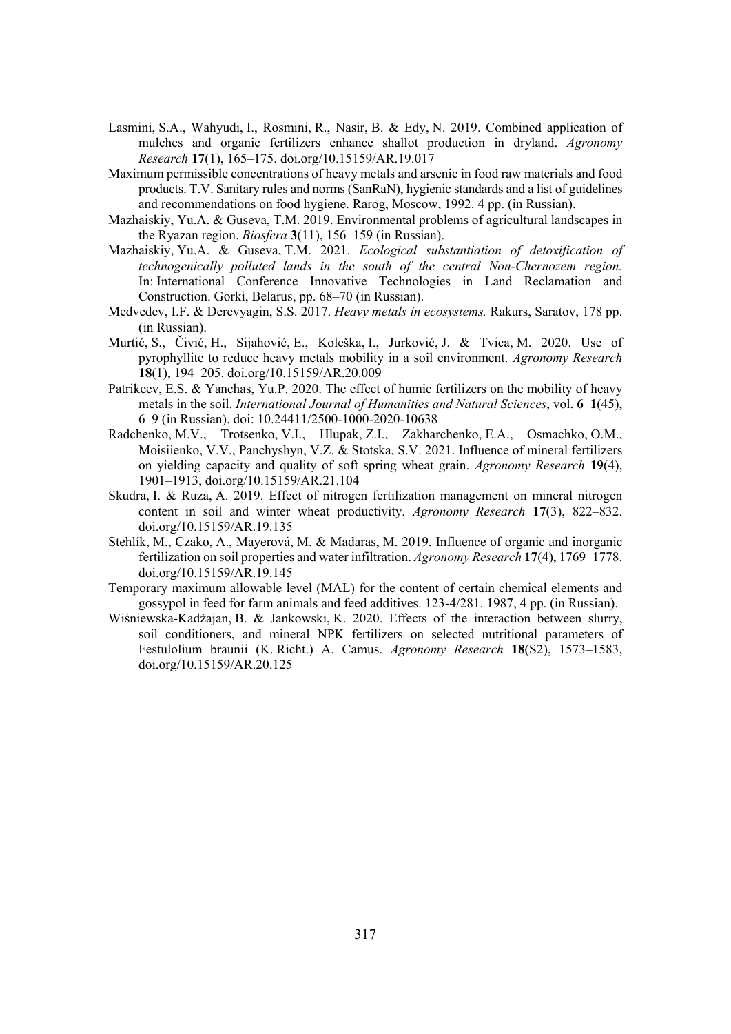Lasmini, S.A., Wahyudi, I., Rosmini, R., Nasir, B. & Edy, N. 2019. Combined application of mulches and organic fertilizers enhance shallot production in dryland. *Agronomy Research* **17**(1), 165–175. doi.org/10.15159/AR.19.017

Maximum permissible concentrations of heavy metals and arsenic in food raw materials and food products. T.V. Sanitary rules and norms (SanRaN), hygienic standards and a list of guidelines and recommendations on food hygiene. Rarog, Moscow, 1992. 4 pp. (in Russian).

Mazhaiskiy, Yu.A. & Guseva, T.M. 2019. Environmental problems of agricultural landscapes in the Ryazan region. *Biosfera* **3**(11), 156–159 (in Russian).

Mazhaiskiy, Yu.A. & Guseva, T.M. 2021. *Ecological substantiation of detoxification of technogenically polluted lands in the south of the central Non-Chernozem region.* In: International Conference Innovative Technologies in Land Reclamation and Construction. Gorki, Belarus, pp. 68–70 (in Russian).

Medvedev, I.F. & Derevyagin, S.S. 2017. *Heavy metals in ecosystems.* Rakurs, Saratov, 178 pp. (in Russian).

Murtić, S., Čivić, H., Sijahović, E., Koleška, I., Jurković, J. & Tvica, M. 2020. Use of pyrophyllite to reduce heavy metals mobility in a soil environment. *Agronomy Research* **18**(1), 194–205. doi.org/10.15159/AR.20.009

Patrikeev, E.S. & Yanchas, Yu.P. 2020. The effect of humic fertilizers on the mobility of heavy metals in the soil. *International Journal of Humanities and Natural Sciences*, vol. **6**–**1**(45), 6–9 (in Russian). doi: 10.24411/2500-1000-2020-10638

Radchenko, M.V., Trotsenko, V.I., Hlupak, Z.I., Zakharchenko, E.A., Osmachko, O.M., Moisiienko, V.V., Panchyshyn, V.Z. & Stotska, S.V. 2021. Influence of mineral fertilizers on yielding capacity and quality of soft spring wheat grain. *Agronomy Research* **19**(4), 1901–1913, doi.org/10.15159/AR.21.104

Skudra, I. & Ruza, A. 2019. Effect of nitrogen fertilization management on mineral nitrogen content in soil and winter wheat productivity. *Agronomy Research* **17**(3), 822–832. doi.org/10.15159/AR.19.135

Stehlík, M., Czako, A., Mayerová, M. & Madaras, M. 2019. Influence of organic and inorganic fertilization on soil properties and water infiltration. *Agronomy Research* **17**(4), 1769–1778. doi.org/10.15159/AR.19.145

Temporary maximum allowable level (MAL) for the content of certain chemical elements and gossypol in feed for farm animals and feed additives. 123-4/281. 1987, 4 pp. (in Russian).

Wiśniewska-Kadżajan, B. & Jankowski, K. 2020. Effects of the interaction between slurry, soil conditioners, and mineral NPK fertilizers on selected nutritional parameters of Festulolium braunii (K. Richt.) A. Camus. *Agronomy Research* **18**(S2), 1573–1583, doi.org/10.15159/AR.20.125